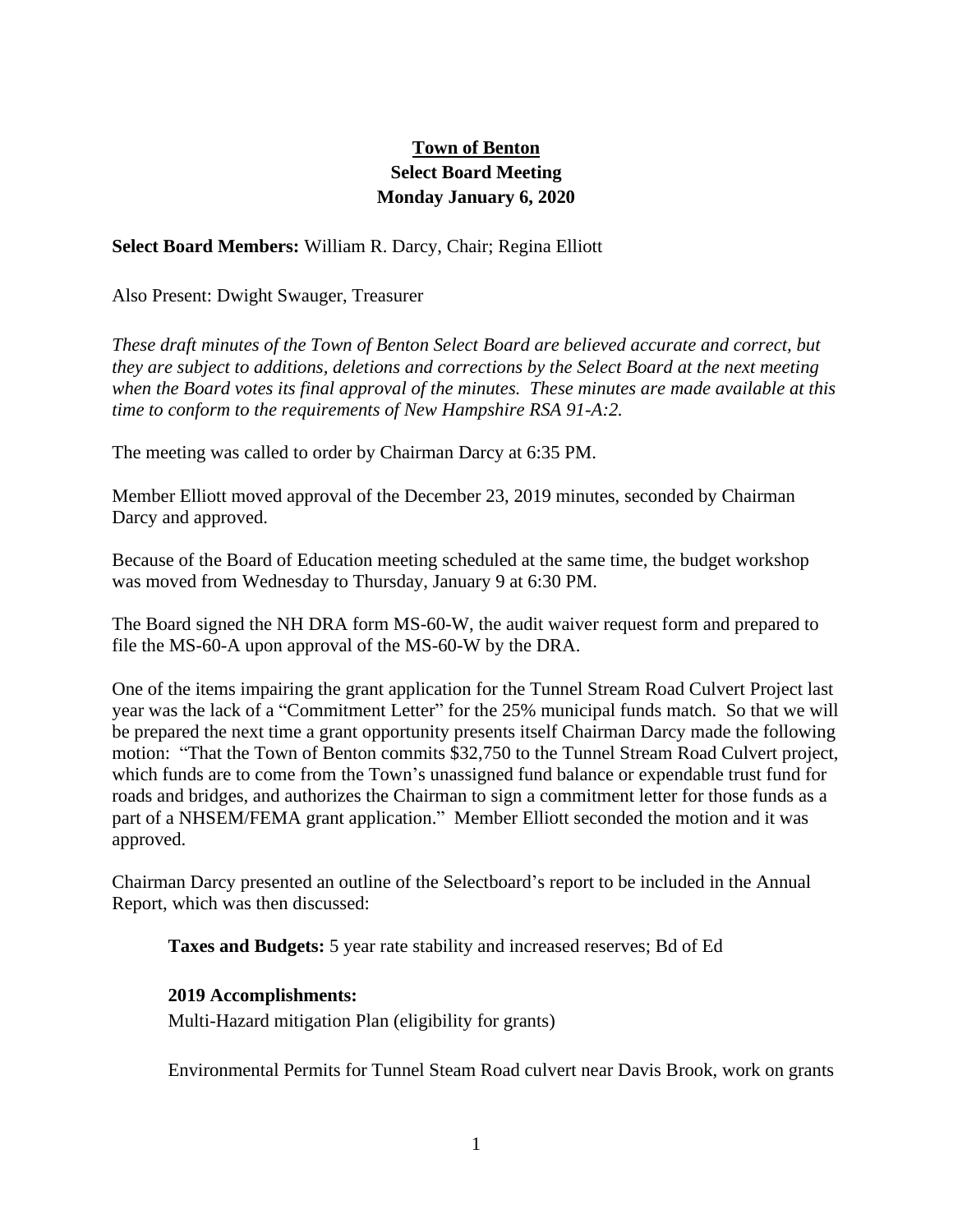# Town of Benton
## Select Board Meeting
## Monday January 6, 2020

**Select Board Members:** William R. Darcy, Chair; Regina Elliott

Also Present: Dwight Swauger, Treasurer

*These draft minutes of the Town of Benton Select Board are believed accurate and correct, but they are subject to additions, deletions and corrections by the Select Board at the next meeting when the Board votes its final approval of the minutes. These minutes are made available at this time to conform to the requirements of New Hampshire RSA 91-A:2.*

The meeting was called to order by Chairman Darcy at 6:35 PM.

Member Elliott moved approval of the December 23, 2019 minutes, seconded by Chairman Darcy and approved.

Because of the Board of Education meeting scheduled at the same time, the budget workshop was moved from Wednesday to Thursday, January 9 at 6:30 PM.

The Board signed the NH DRA form MS-60-W, the audit waiver request form and prepared to file the MS-60-A upon approval of the MS-60-W by the DRA.

One of the items impairing the grant application for the Tunnel Stream Road Culvert Project last year was the lack of a "Commitment Letter" for the 25% municipal funds match. So that we will be prepared the next time a grant opportunity presents itself Chairman Darcy made the following motion: "That the Town of Benton commits $32,750 to the Tunnel Stream Road Culvert project, which funds are to come from the Town's unassigned fund balance or expendable trust fund for roads and bridges, and authorizes the Chairman to sign a commitment letter for those funds as a part of a NHSEM/FEMA grant application." Member Elliott seconded the motion and it was approved.

Chairman Darcy presented an outline of the Selectboard's report to be included in the Annual Report, which was then discussed:

**Taxes and Budgets:** 5 year rate stability and increased reserves; Bd of Ed

**2019 Accomplishments:**

Multi-Hazard mitigation Plan (eligibility for grants)

Environmental Permits for Tunnel Steam Road culvert near Davis Brook, work on grants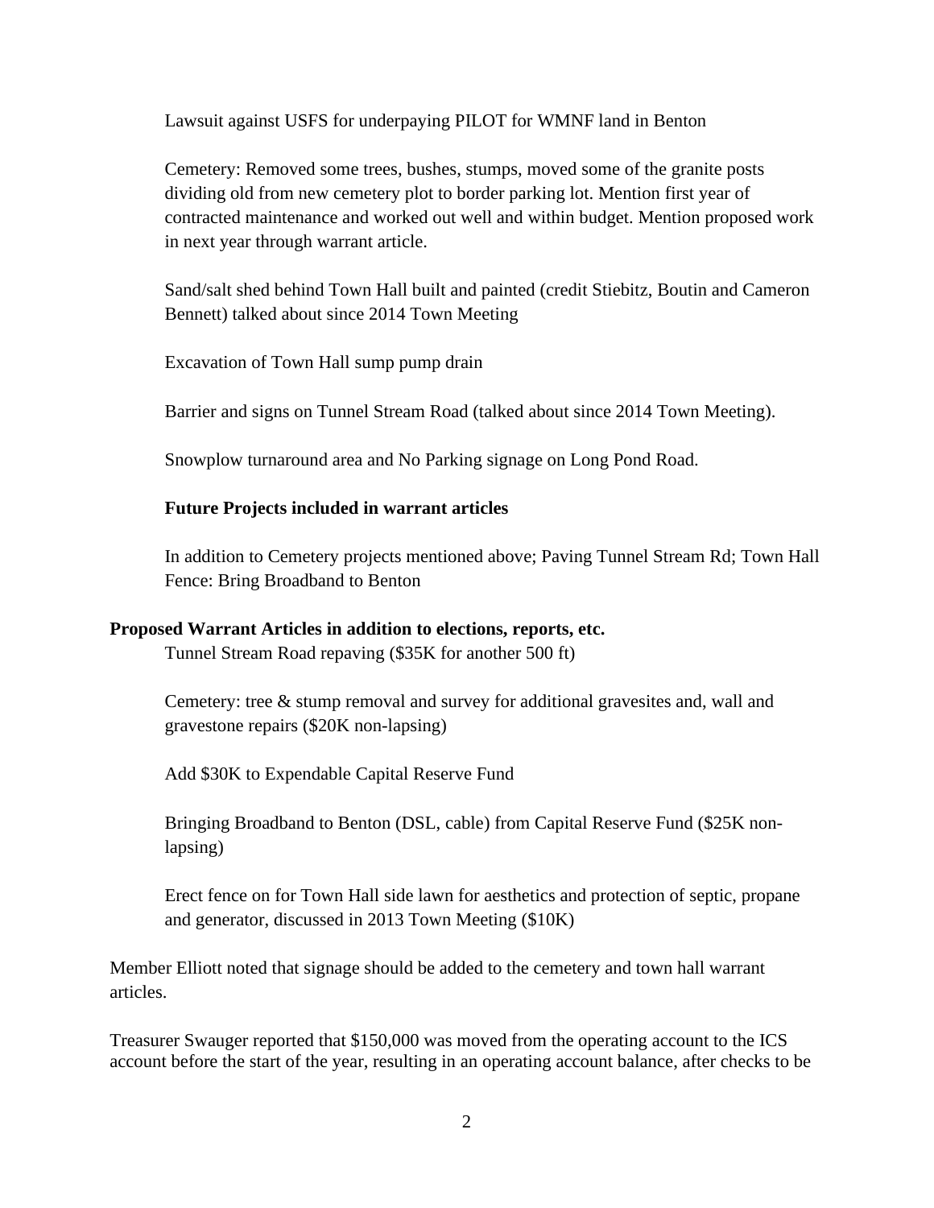Lawsuit against USFS for underpaying PILOT for WMNF land in Benton

Cemetery: Removed some trees, bushes, stumps, moved some of the granite posts dividing old from new cemetery plot to border parking lot. Mention first year of contracted maintenance and worked out well and within budget. Mention proposed work in next year through warrant article.

Sand/salt shed behind Town Hall built and painted (credit Stiebitz, Boutin and Cameron Bennett) talked about since 2014 Town Meeting

Excavation of Town Hall sump pump drain

Barrier and signs on Tunnel Stream Road (talked about since 2014 Town Meeting).

Snowplow turnaround area and No Parking signage on Long Pond Road.

**Future Projects included in warrant articles**

In addition to Cemetery projects mentioned above; Paving Tunnel Stream Rd; Town Hall Fence: Bring Broadband to Benton

**Proposed Warrant Articles in addition to elections, reports, etc.**

Tunnel Stream Road repaving ($35K for another 500 ft)

Cemetery: tree & stump removal and survey for additional gravesites and, wall and gravestone repairs ($20K non-lapsing)

Add $30K to Expendable Capital Reserve Fund

Bringing Broadband to Benton (DSL, cable) from Capital Reserve Fund ($25K non-lapsing)

Erect fence on for Town Hall side lawn for aesthetics and protection of septic, propane and generator, discussed in 2013 Town Meeting ($10K)

Member Elliott noted that signage should be added to the cemetery and town hall warrant articles.

Treasurer Swauger reported that $150,000 was moved from the operating account to the ICS account before the start of the year, resulting in an operating account balance, after checks to be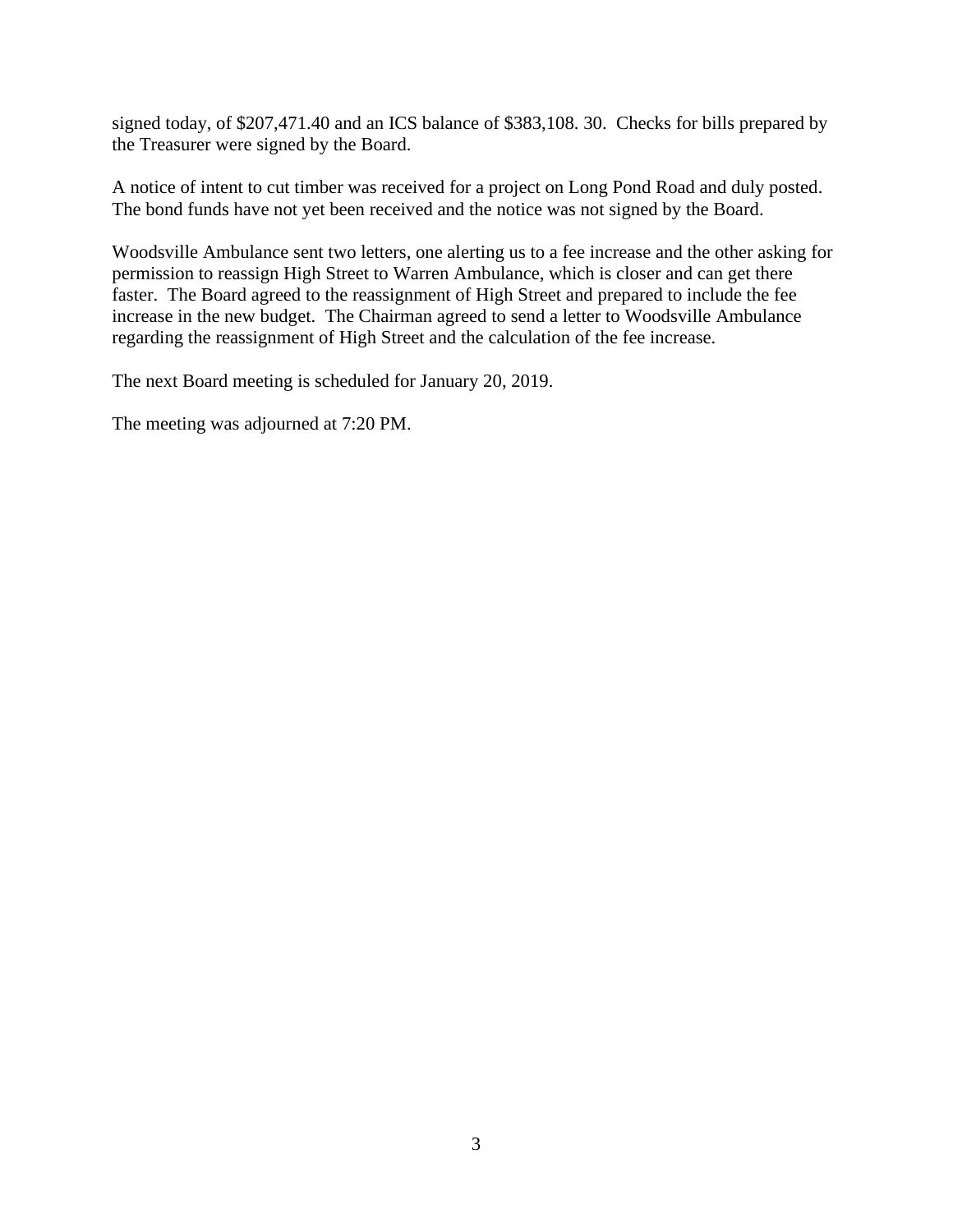signed today, of $207,471.40 and an ICS balance of $383,108. 30. Checks for bills prepared by the Treasurer were signed by the Board.

A notice of intent to cut timber was received for a project on Long Pond Road and duly posted. The bond funds have not yet been received and the notice was not signed by the Board.

Woodsville Ambulance sent two letters, one alerting us to a fee increase and the other asking for permission to reassign High Street to Warren Ambulance, which is closer and can get there faster. The Board agreed to the reassignment of High Street and prepared to include the fee increase in the new budget. The Chairman agreed to send a letter to Woodsville Ambulance regarding the reassignment of High Street and the calculation of the fee increase.

The next Board meeting is scheduled for January 20, 2019.

The meeting was adjourned at 7:20 PM.